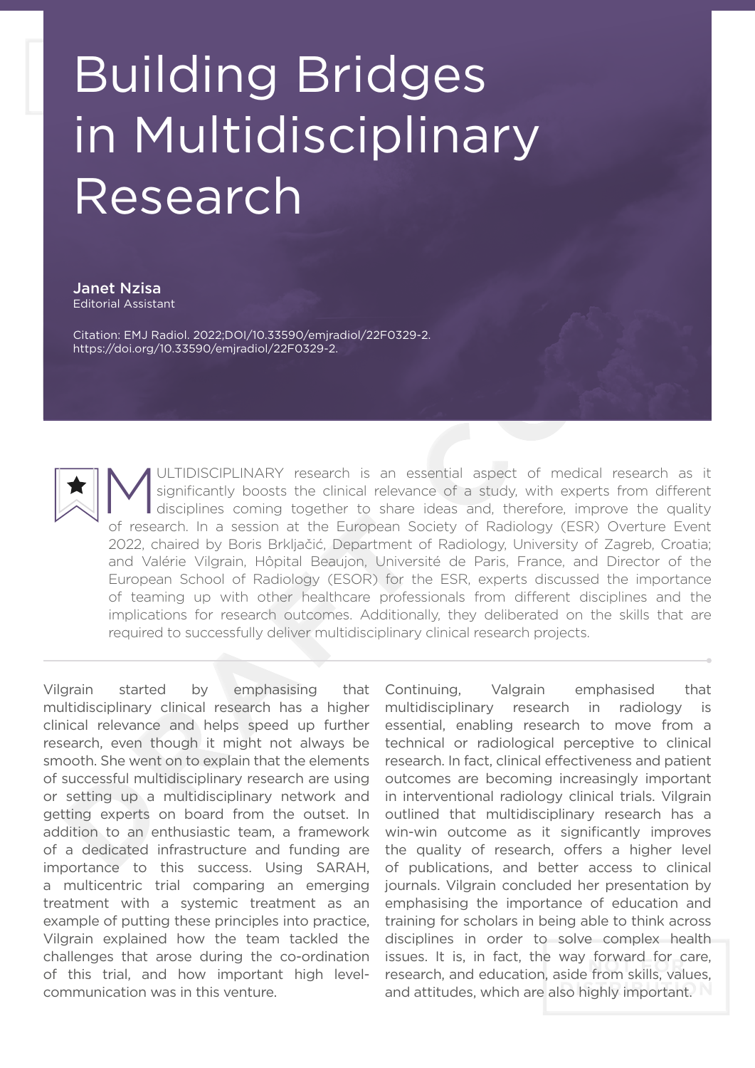# Building Bridges in Multidisciplinary Research

**Janet Nzisa**
Editorial Assistant

Citation: EMJ Radiol. 2022;DOI/10.33590/emjradiol/22F0329-2. https://doi.org/10.33590/emjradiol/22F0329-2.

MULTIDISCIPLINARY research is an essential aspect of medical research as it significantly boosts the clinical relevance of a study, with experts from different disciplines coming together to share ideas and, therefore, improve the quality of research. In a session at the European Society of Radiology (ESR) Overture Event 2022, chaired by Boris Brkljačić, Department of Radiology, University of Zagreb, Croatia; and Valérie Vilgrain, Hôpital Beaujon, Université de Paris, France, and Director of the European School of Radiology (ESOR) for the ESR, experts discussed the importance of teaming up with other healthcare professionals from different disciplines and the implications for research outcomes. Additionally, they deliberated on the skills that are required to successfully deliver multidisciplinary clinical research projects.

Vilgrain started by emphasising that multidisciplinary clinical research has a higher clinical relevance and helps speed up further research, even though it might not always be smooth. She went on to explain that the elements of successful multidisciplinary research are using or setting up a multidisciplinary network and getting experts on board from the outset. In addition to an enthusiastic team, a framework of a dedicated infrastructure and funding are importance to this success. Using SARAH, a multicentric trial comparing an emerging treatment with a systemic treatment as an example of putting these principles into practice, Vilgrain explained how the team tackled the challenges that arose during the co-ordination of this trial, and how important high level-communication was in this venture.

Continuing, Valgrain emphasised that multidisciplinary research in radiology is essential, enabling research to move from a technical or radiological perceptive to clinical research. In fact, clinical effectiveness and patient outcomes are becoming increasingly important in interventional radiology clinical trials. Vilgrain outlined that multidisciplinary research has a win-win outcome as it significantly improves the quality of research, offers a higher level of publications, and better access to clinical journals. Vilgrain concluded her presentation by emphasising the importance of education and training for scholars in being able to think across disciplines in order to solve complex health issues. It is, in fact, the way forward for care, research, and education, aside from skills, values, and attitudes, which are also highly important.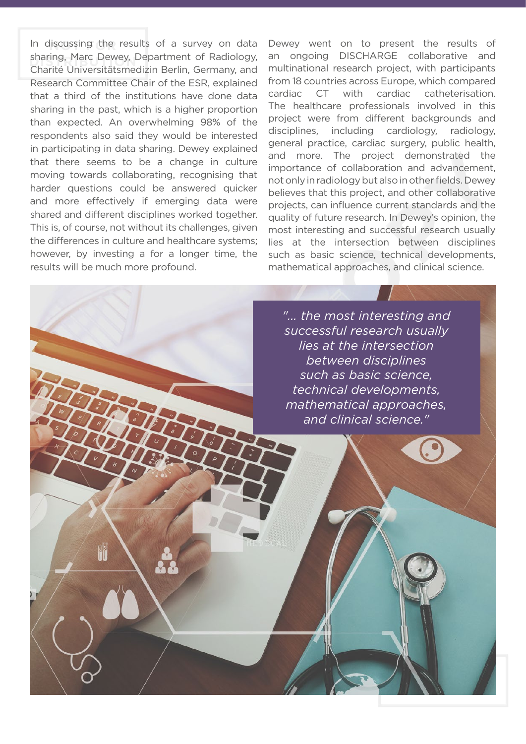In discussing the results of a survey on data sharing, Marc Dewey, Department of Radiology, Charité Universitätsmedizin Berlin, Germany, and Research Committee Chair of the ESR, explained that a third of the institutions have done data sharing in the past, which is a higher proportion than expected. An overwhelming 98% of the respondents also said they would be interested in participating in data sharing. Dewey explained that there seems to be a change in culture moving towards collaborating, recognising that harder questions could be answered quicker and more effectively if emerging data were shared and different disciplines worked together. This is, of course, not without its challenges, given the differences in culture and healthcare systems; however, by investing a for a longer time, the results will be much more profound.

Dewey went on to present the results of an ongoing DISCHARGE collaborative and multinational research project, with participants from 18 countries across Europe, which compared cardiac CT with cardiac catheterisation. The healthcare professionals involved in this project were from different backgrounds and disciplines, including cardiology, radiology, general practice, cardiac surgery, public health, and more. The project demonstrated the importance of collaboration and advancement, not only in radiology but also in other fields. Dewey believes that this project, and other collaborative projects, can influence current standards and the quality of future research. In Dewey's opinion, the most interesting and successful research usually lies at the intersection between disciplines such as basic science, technical developments, mathematical approaches, and clinical science.

*"... the most interesting and successful research usually lies at the intersection between disciplines such as basic science, technical developments, mathematical approaches, and clinical science."*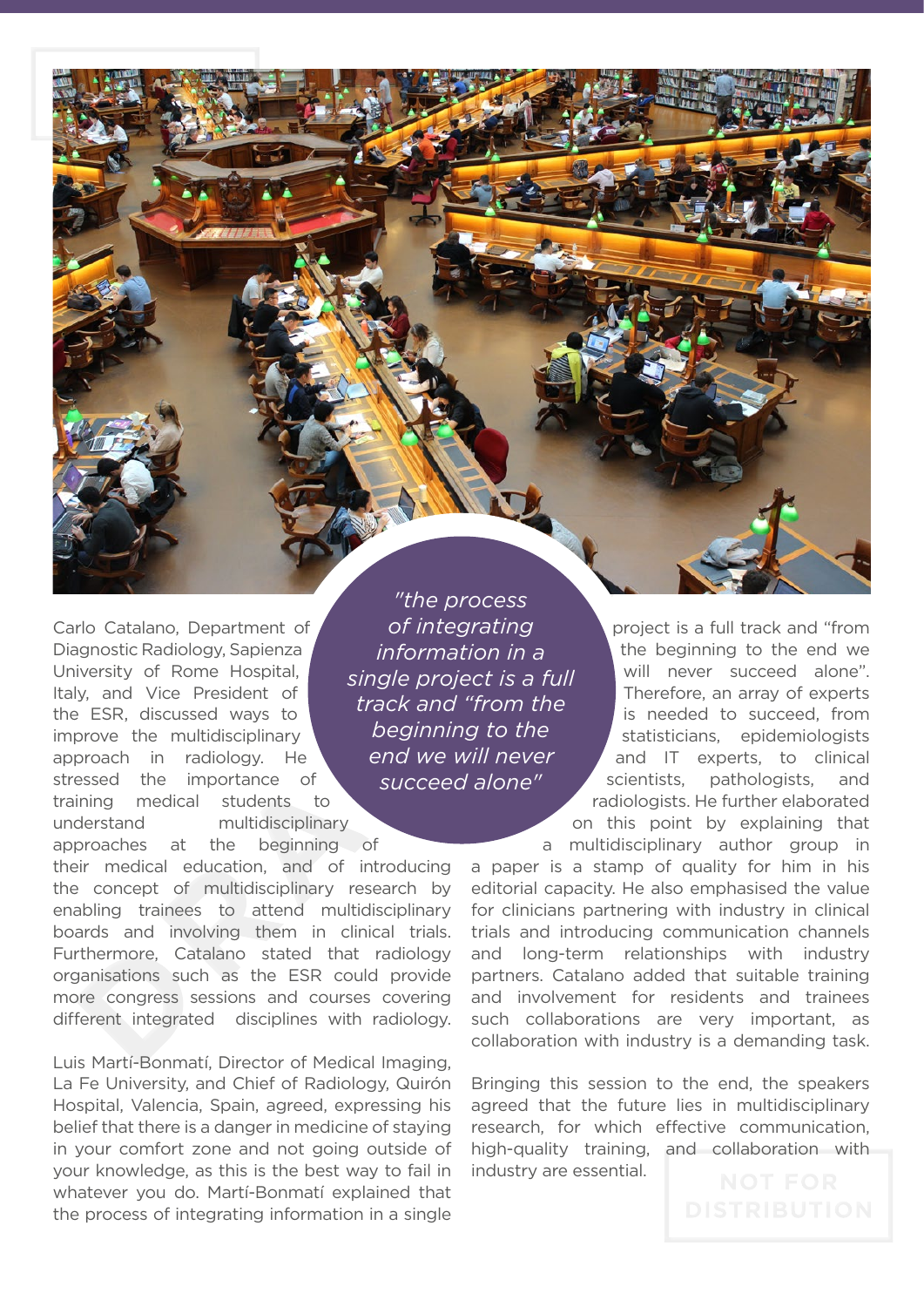Carlo Catalano, Department of Diagnostic Radiology, Sapienza University of Rome Hospital, Italy, and Vice President of the ESR, discussed ways to improve the multidisciplinary approach in radiology. He stressed the importance of training medical students to understand multidisciplinary approaches at the beginning of their medical education, and of introducing the concept of multidisciplinary research by enabling trainees to attend multidisciplinary boards and involving them in clinical trials. Furthermore, Catalano stated that radiology organisations such as the ESR could provide more congress sessions and courses covering different integrated disciplines with radiology.

> *"the process of integrating information in a single project is a full track and "from the beginning to the end we will never succeed alone"*

Luis Martí-Bonmatí, Director of Medical Imaging, La Fe University, and Chief of Radiology, Quirón Hospital, Valencia, Spain, agreed, expressing his belief that there is a danger in medicine of staying in your comfort zone and not going outside of your knowledge, as this is the best way to fail in whatever you do. Martí-Bonmatí explained that the process of integrating information in a single project is a full track and "from the beginning to the end we will never succeed alone". Therefore, an array of experts is needed to succeed, from statisticians, epidemiologists and IT experts, to clinical scientists, pathologists, and radiologists. He further elaborated on this point by explaining that a multidisciplinary author group in a paper is a stamp of quality for him in his editorial capacity. He also emphasised the value for clinicians partnering with industry in clinical trials and introducing communication channels and long-term relationships with industry partners. Catalano added that suitable training and involvement for residents and trainees such collaborations are very important, as collaboration with industry is a demanding task.

Bringing this session to the end, the speakers agreed that the future lies in multidisciplinary research, for which effective communication, high-quality training, and collaboration with industry are essential.